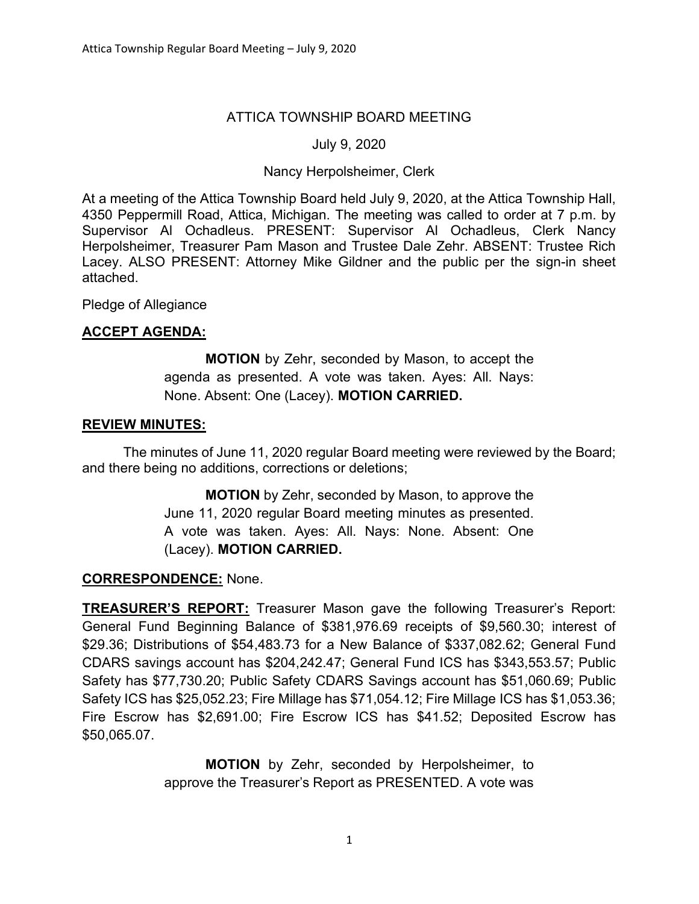# ATTICA TOWNSHIP BOARD MEETING

July 9, 2020

Nancy Herpolsheimer, Clerk

At a meeting of the Attica Township Board held July 9, 2020, at the Attica Township Hall, 4350 Peppermill Road, Attica, Michigan. The meeting was called to order at 7 p.m. by Supervisor Al Ochadleus. PRESENT: Supervisor Al Ochadleus, Clerk Nancy Herpolsheimer, Treasurer Pam Mason and Trustee Dale Zehr. ABSENT: Trustee Rich Lacey. ALSO PRESENT: Attorney Mike Gildner and the public per the sign-in sheet attached.

Pledge of Allegiance

## ACCEPT AGENDA:

> **MOTION** by Zehr, seconded by Mason, to accept the agenda as presented. A vote was taken. Ayes: All. Nays: None. Absent: One (Lacey). **MOTION CARRIED.**

## REVIEW MINUTES:

The minutes of June 11, 2020 regular Board meeting were reviewed by the Board; and there being no additions, corrections or deletions;

> **MOTION** by Zehr, seconded by Mason, to approve the June 11, 2020 regular Board meeting minutes as presented. A vote was taken. Ayes: All. Nays: None. Absent: One (Lacey). **MOTION CARRIED.**

**CORRESPONDENCE:** None.

**TREASURER'S REPORT:** Treasurer Mason gave the following Treasurer's Report: General Fund Beginning Balance of $381,976.69 receipts of $9,560.30; interest of $29.36; Distributions of $54,483.73 for a New Balance of $337,082.62; General Fund CDARS savings account has $204,242.47; General Fund ICS has $343,553.57; Public Safety has $77,730.20; Public Safety CDARS Savings account has $51,060.69; Public Safety ICS has $25,052.23; Fire Millage has $71,054.12; Fire Millage ICS has $1,053.36; Fire Escrow has $2,691.00; Fire Escrow ICS has $41.52; Deposited Escrow has $50,065.07.

> **MOTION** by Zehr, seconded by Herpolsheimer, to approve the Treasurer's Report as PRESENTED. A vote was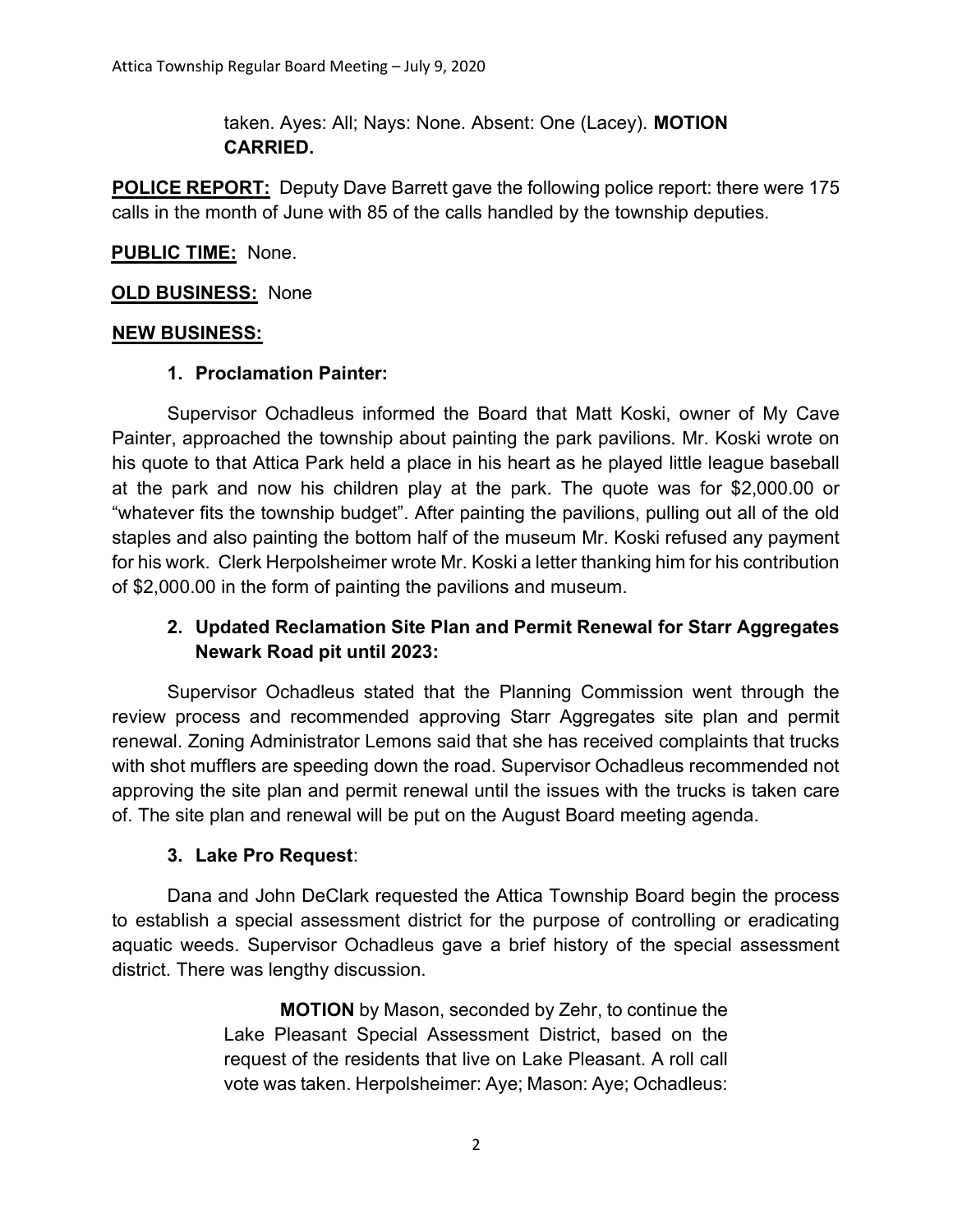taken. Ayes: All; Nays: None. Absent: One (Lacey). **MOTION CARRIED.**

**POLICE REPORT:** Deputy Dave Barrett gave the following police report: there were 175 calls in the month of June with 85 of the calls handled by the township deputies.

**PUBLIC TIME:** None.

**OLD BUSINESS:** None

**NEW BUSINESS:**

1. **Proclamation Painter:**

Supervisor Ochadleus informed the Board that Matt Koski, owner of My Cave Painter, approached the township about painting the park pavilions. Mr. Koski wrote on his quote to that Attica Park held a place in his heart as he played little league baseball at the park and now his children play at the park. The quote was for $2,000.00 or "whatever fits the township budget". After painting the pavilions, pulling out all of the old staples and also painting the bottom half of the museum Mr. Koski refused any payment for his work. Clerk Herpolsheimer wrote Mr. Koski a letter thanking him for his contribution of $2,000.00 in the form of painting the pavilions and museum.

2. **Updated Reclamation Site Plan and Permit Renewal for Starr Aggregates Newark Road pit until 2023:**

Supervisor Ochadleus stated that the Planning Commission went through the review process and recommended approving Starr Aggregates site plan and permit renewal. Zoning Administrator Lemons said that she has received complaints that trucks with shot mufflers are speeding down the road. Supervisor Ochadleus recommended not approving the site plan and permit renewal until the issues with the trucks is taken care of. The site plan and renewal will be put on the August Board meeting agenda.

3. **Lake Pro Request**:

Dana and John DeClark requested the Attica Township Board begin the process to establish a special assessment district for the purpose of controlling or eradicating aquatic weeds. Supervisor Ochadleus gave a brief history of the special assessment district. There was lengthy discussion.

> **MOTION** by Mason, seconded by Zehr, to continue the Lake Pleasant Special Assessment District, based on the request of the residents that live on Lake Pleasant. A roll call vote was taken. Herpolsheimer: Aye; Mason: Aye; Ochadleus: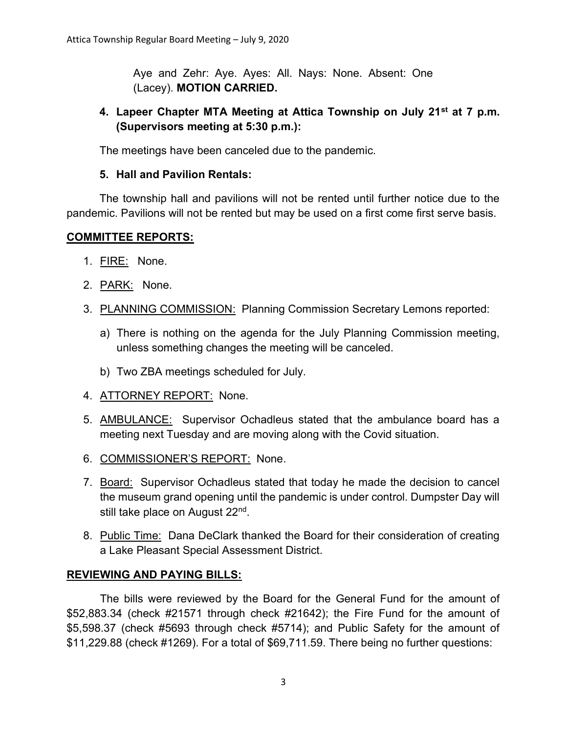Aye and Zehr: Aye. Ayes: All. Nays: None. Absent: One (Lacey). **MOTION CARRIED.**

**4. Lapeer Chapter MTA Meeting at Attica Township on July 21st at 7 p.m. (Supervisors meeting at 5:30 p.m.):**

The meetings have been canceled due to the pandemic.

**5. Hall and Pavilion Rentals:**

The township hall and pavilions will not be rented until further notice due to the pandemic. Pavilions will not be rented but may be used on a first come first serve basis.

## COMMITTEE REPORTS:

1. FIRE: None.
2. PARK: None.
3. PLANNING COMMISSION: Planning Commission Secretary Lemons reported:
   a) There is nothing on the agenda for the July Planning Commission meeting, unless something changes the meeting will be canceled.
   b) Two ZBA meetings scheduled for July.
4. ATTORNEY REPORT: None.
5. AMBULANCE: Supervisor Ochadleus stated that the ambulance board has a meeting next Tuesday and are moving along with the Covid situation.
6. COMMISSIONER'S REPORT: None.
7. Board: Supervisor Ochadleus stated that today he made the decision to cancel the museum grand opening until the pandemic is under control. Dumpster Day will still take place on August 22nd.
8. Public Time: Dana DeClark thanked the Board for their consideration of creating a Lake Pleasant Special Assessment District.

## REVIEWING AND PAYING BILLS:

The bills were reviewed by the Board for the General Fund for the amount of $52,883.34 (check #21571 through check #21642); the Fire Fund for the amount of $5,598.37 (check #5693 through check #5714); and Public Safety for the amount of $11,229.88 (check #1269). For a total of $69,711.59. There being no further questions: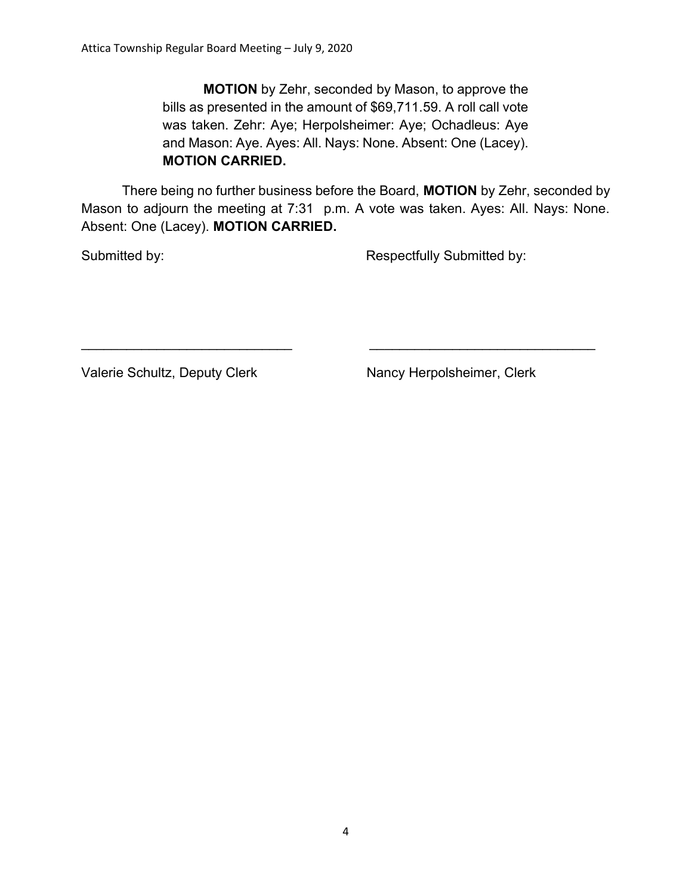**MOTION** by Zehr, seconded by Mason, to approve the bills as presented in the amount of $69,711.59. A roll call vote was taken. Zehr: Aye; Herpolsheimer: Aye; Ochadleus: Aye and Mason: Aye. Ayes: All. Nays: None. Absent: One (Lacey). **MOTION CARRIED.**

There being no further business before the Board, **MOTION** by Zehr, seconded by Mason to adjourn the meeting at 7:31 p.m. A vote was taken. Ayes: All. Nays: None. Absent: One (Lacey). **MOTION CARRIED.**

Submitted by: Respectfully Submitted by:

_____________________________ _______________________________

Valerie Schultz, Deputy Clerk Nancy Herpolsheimer, Clerk